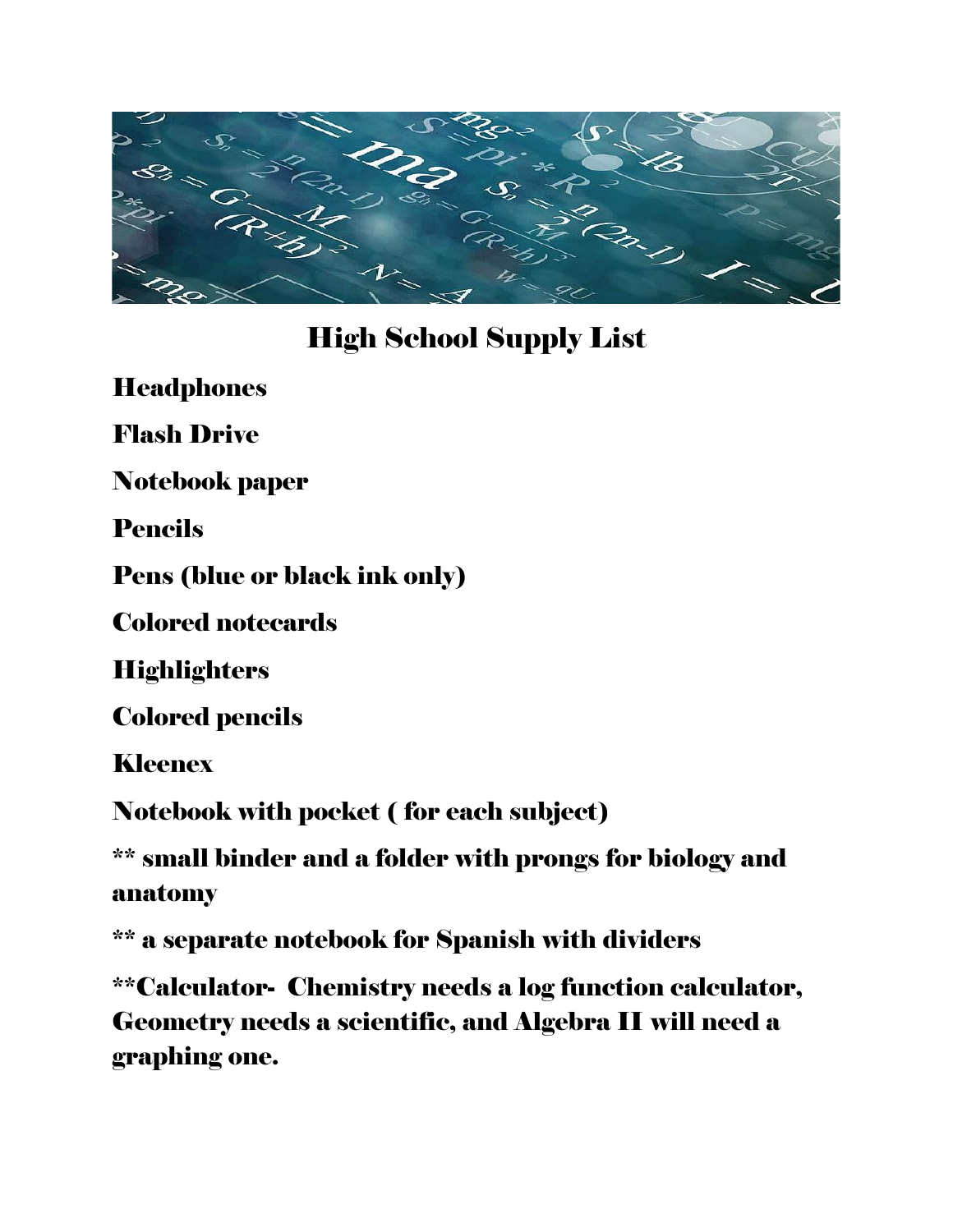# High School Supply List

**Headphones**

**Flash Drive**

**Notebook paper**

**Pencils**

**Pens (blue or black ink only)**

**Colored notecards**

**Highlighters**

**Colored pencils**

**Kleenex**

**Notebook with pocket ( for each subject)**

**** small binder and a folder with prongs for biology and anatomy**

**** a separate notebook for Spanish with dividers**

****Calculator- Chemistry needs a log function calculator, Geometry needs a scientific, and Algebra II will need a graphing one.**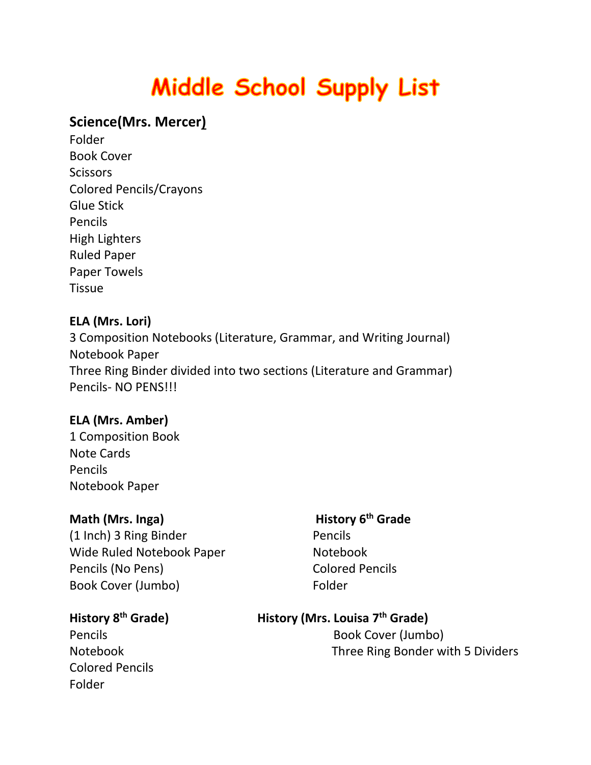# Middle School Supply List

**Science(Mrs. Mercer)**

Folder
Book Cover
Scissors
Colored Pencils/Crayons
Glue Stick
Pencils
High Lighters
Ruled Paper
Paper Towels
Tissue

**ELA (Mrs. Lori)**

3 Composition Notebooks (Literature, Grammar, and Writing Journal)
Notebook Paper
Three Ring Binder divided into two sections (Literature and Grammar)
Pencils- NO PENS!!!

**ELA (Mrs. Amber)**

1 Composition Book
Note Cards
Pencils
Notebook Paper

**Math (Mrs. Inga)**

(1 Inch) 3 Ring Binder
Wide Ruled Notebook Paper
Pencils (No Pens)
Book Cover (Jumbo)

**History 6th Grade**

Pencils
Notebook
Colored Pencils
Folder

**History 8th Grade)**

Pencils
Notebook
Colored Pencils
Folder

**History (Mrs. Louisa 7th Grade)**

Book Cover (Jumbo)
Three Ring Bonder with 5 Dividers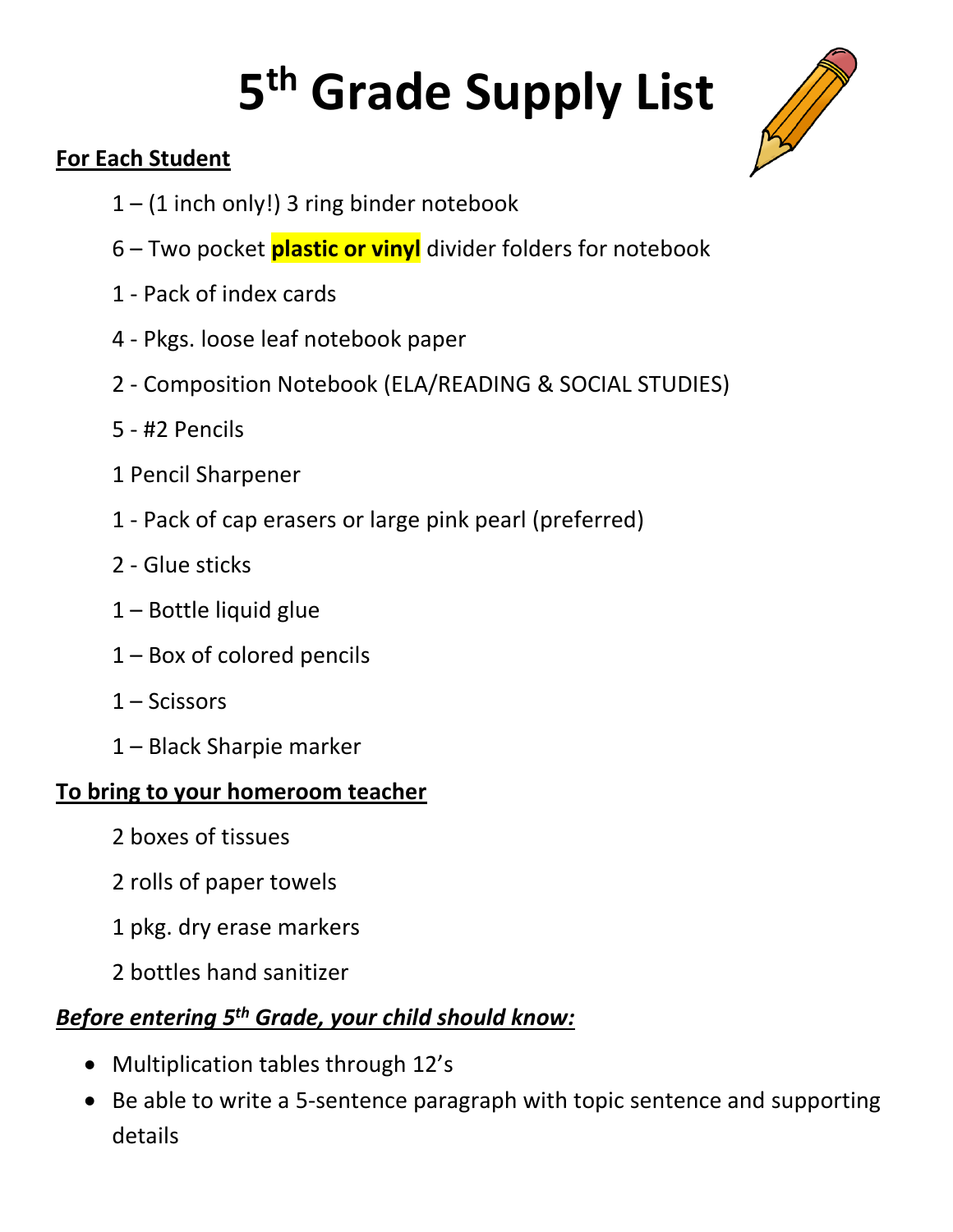# 5th Grade Supply List

**For Each Student**

1 – (1 inch only!) 3 ring binder notebook

6 – Two pocket **plastic or vinyl** divider folders for notebook

1 - Pack of index cards

4 - Pkgs. loose leaf notebook paper

2 - Composition Notebook (ELA/READING & SOCIAL STUDIES)

5 - #2 Pencils

1 Pencil Sharpener

1 - Pack of cap erasers or large pink pearl (preferred)

2 - Glue sticks

1 – Bottle liquid glue

1 – Box of colored pencils

1 – Scissors

1 – Black Sharpie marker

**To bring to your homeroom teacher**

2 boxes of tissues

2 rolls of paper towels

1 pkg. dry erase markers

2 bottles hand sanitizer

***Before entering 5th Grade, your child should know:***

- Multiplication tables through 12's
- Be able to write a 5-sentence paragraph with topic sentence and supporting details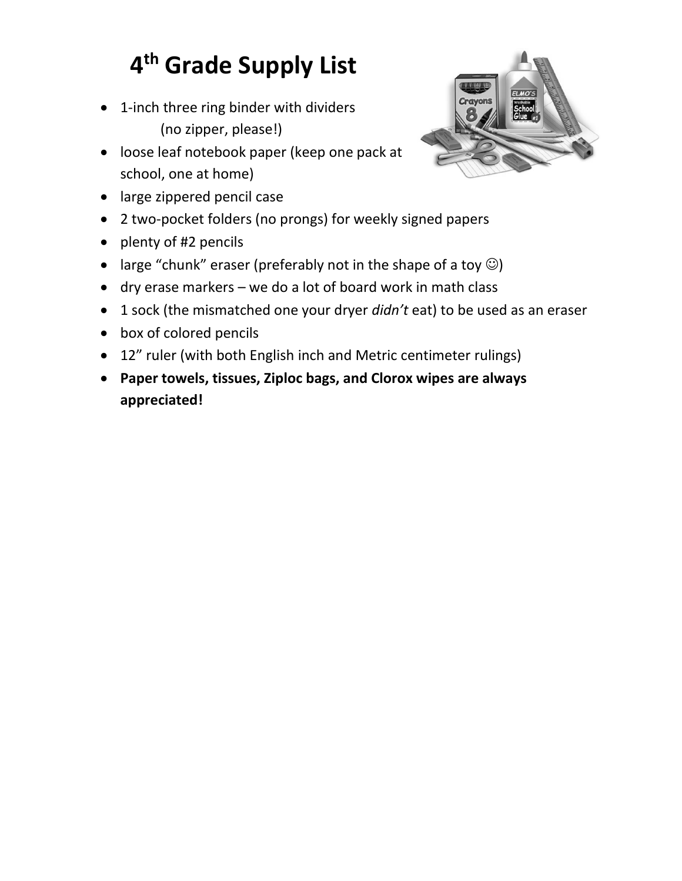# 4th Grade Supply List

- 1-inch three ring binder with dividers
  (no zipper, please!)
- loose leaf notebook paper (keep one pack at school, one at home)
- large zippered pencil case
- 2 two-pocket folders (no prongs) for weekly signed papers
- plenty of #2 pencils
- large "chunk" eraser (preferably not in the shape of a toy ☺)
- dry erase markers – we do a lot of board work in math class
- 1 sock (the mismatched one your dryer *didn't* eat) to be used as an eraser
- box of colored pencils
- 12" ruler (with both English inch and Metric centimeter rulings)
- **Paper towels, tissues, Ziploc bags, and Clorox wipes are always appreciated!**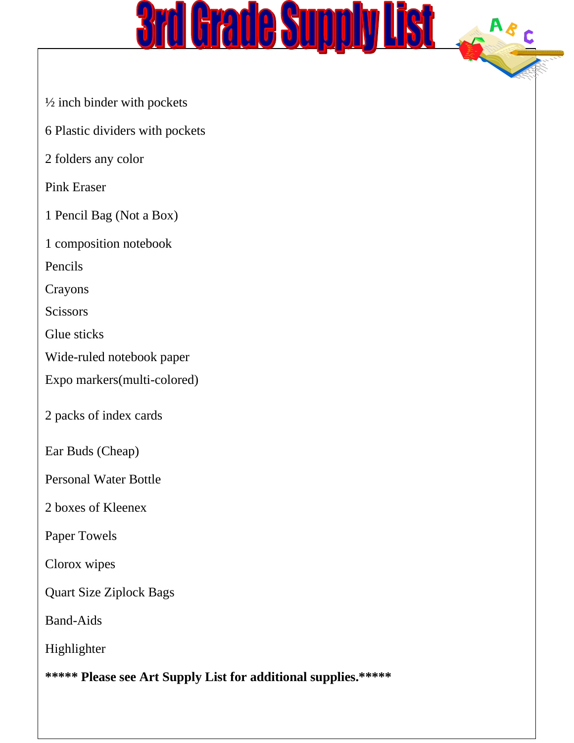# 3rd Grade Supply List

½ inch binder with pockets

6 Plastic dividers with pockets

2 folders any color

Pink Eraser

1 Pencil Bag (Not a Box)

1 composition notebook

Pencils

Crayons

Scissors

Glue sticks

Wide-ruled notebook paper

Expo markers(multi-colored)

2 packs of index cards

Ear Buds (Cheap)

Personal Water Bottle

2 boxes of Kleenex

Paper Towels

Clorox wipes

Quart Size Ziplock Bags

Band-Aids

Highlighter

**\*\*\*\*\* Please see Art Supply List for additional supplies.\*\*\*\*\***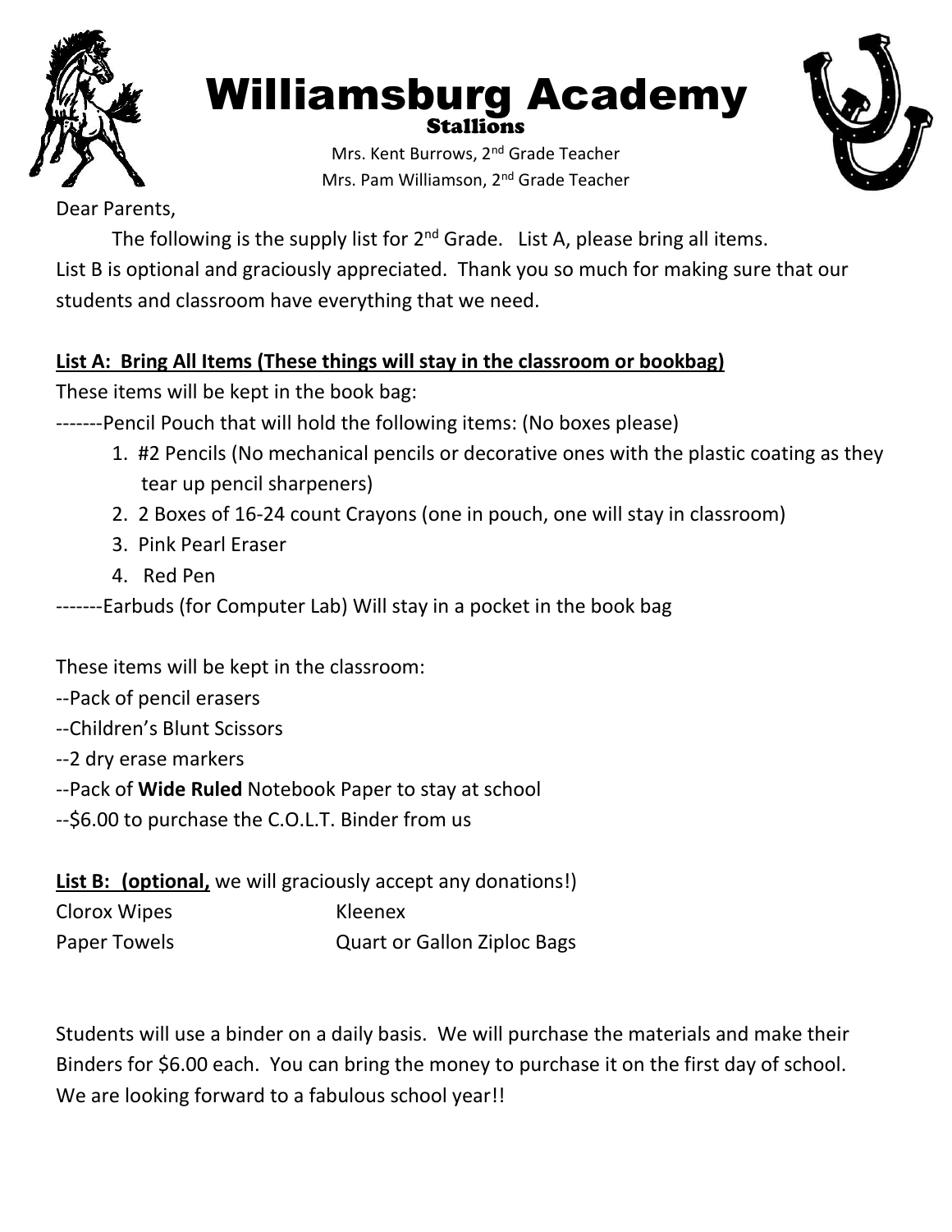# Williamsburg Academy

## Stallions

Mrs. Kent Burrows, 2nd Grade Teacher
Mrs. Pam Williamson, 2nd Grade Teacher

Dear Parents,

The following is the supply list for 2nd Grade. List A, please bring all items. List B is optional and graciously appreciated. Thank you so much for making sure that our students and classroom have everything that we need.

**List A: Bring All Items (These things will stay in the classroom or bookbag)**

These items will be kept in the book bag:

-------Pencil Pouch that will hold the following items: (No boxes please)

1. #2 Pencils (No mechanical pencils or decorative ones with the plastic coating as they tear up pencil sharpeners)
2. 2 Boxes of 16-24 count Crayons (one in pouch, one will stay in classroom)
3. Pink Pearl Eraser
4. Red Pen

-------Earbuds (for Computer Lab) Will stay in a pocket in the book bag

These items will be kept in the classroom:

--Pack of pencil erasers
--Children's Blunt Scissors
--2 dry erase markers
--Pack of **Wide Ruled** Notebook Paper to stay at school
--$6.00 to purchase the C.O.L.T. Binder from us

**List B: (optional,** we will graciously accept any donations!)

| | |
|---|---|
| Clorox Wipes | Kleenex |
| Paper Towels | Quart or Gallon Ziploc Bags |

Students will use a binder on a daily basis. We will purchase the materials and make their Binders for $6.00 each. You can bring the money to purchase it on the first day of school. We are looking forward to a fabulous school year!!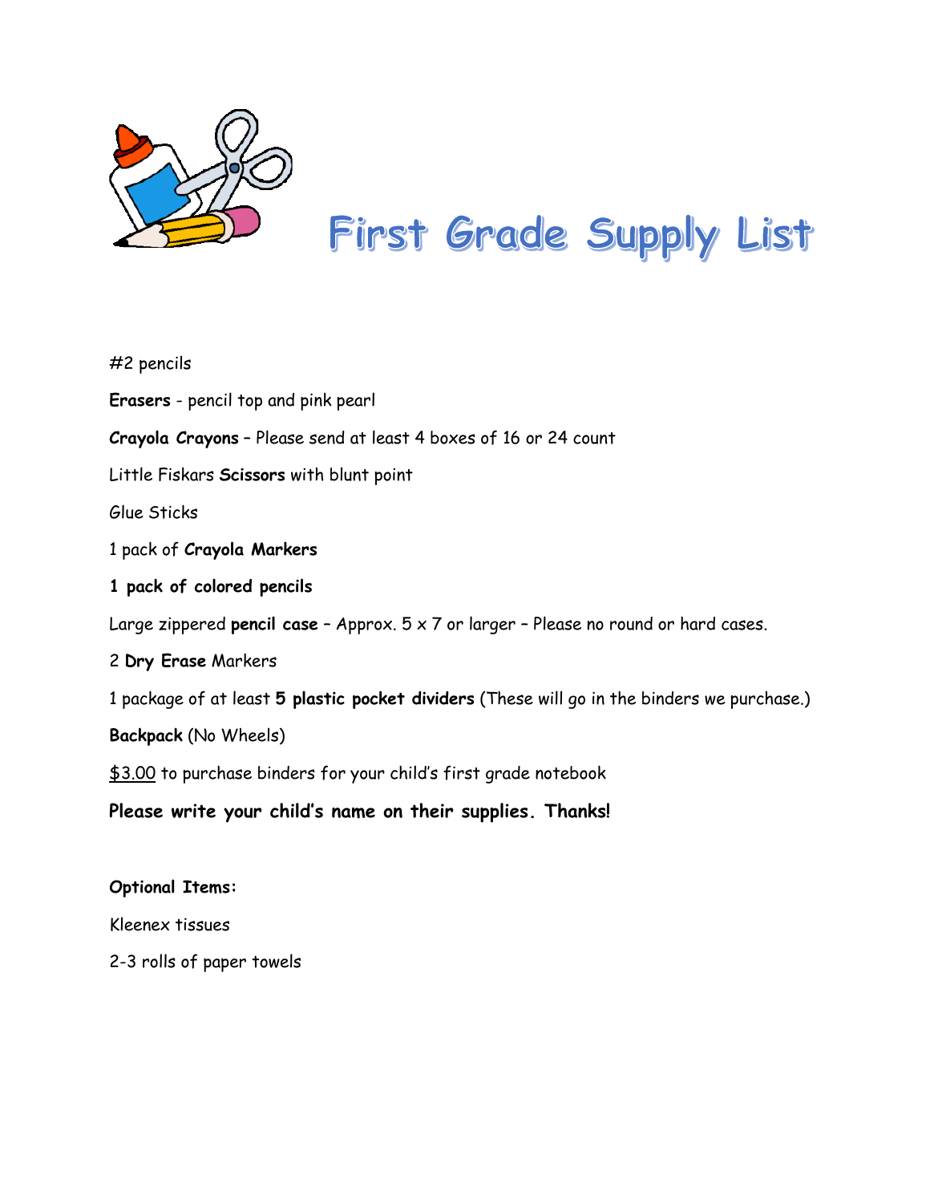# First Grade Supply List

#2 pencils

**Erasers** - pencil top and pink pearl

**Crayola Crayons** – Please send at least 4 boxes of 16 or 24 count

Little Fiskars **Scissors** with blunt point

Glue Sticks

1 pack of **Crayola Markers**

**1 pack of colored pencils**

Large zippered **pencil case** – Approx. 5 x 7 or larger – Please no round or hard cases.

2 **Dry Erase** Markers

1 package of at least **5 plastic pocket dividers** (These will go in the binders we purchase.)

**Backpack** (No Wheels)

$3.00 to purchase binders for your child's first grade notebook

**Please write your child's name on their supplies. Thanks!**

**Optional Items:**

Kleenex tissues

2-3 rolls of paper towels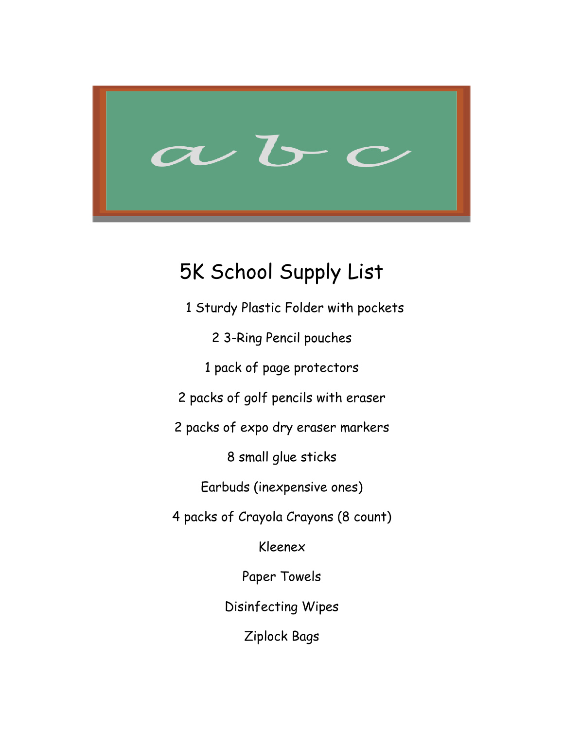# 5K School Supply List

1 Sturdy Plastic Folder with pockets

2 3-Ring Pencil pouches

1 pack of page protectors

2 packs of golf pencils with eraser

2 packs of expo dry eraser markers

8 small glue sticks

Earbuds (inexpensive ones)

4 packs of Crayola Crayons (8 count)

Kleenex

Paper Towels

Disinfecting Wipes

Ziplock Bags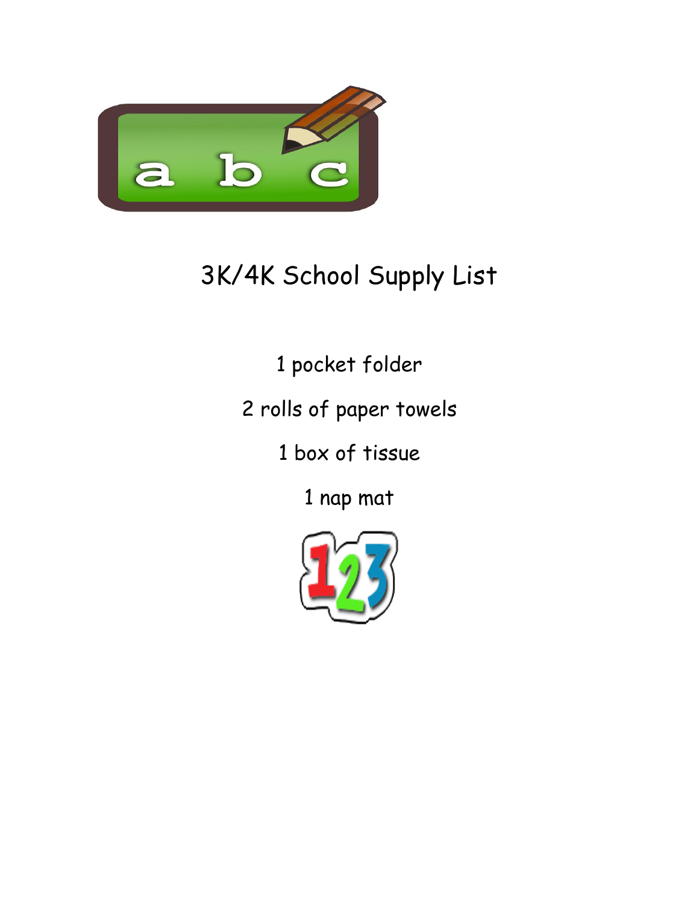# 3K/4K School Supply List

1 pocket folder

2 rolls of paper towels

1 box of tissue

1 nap mat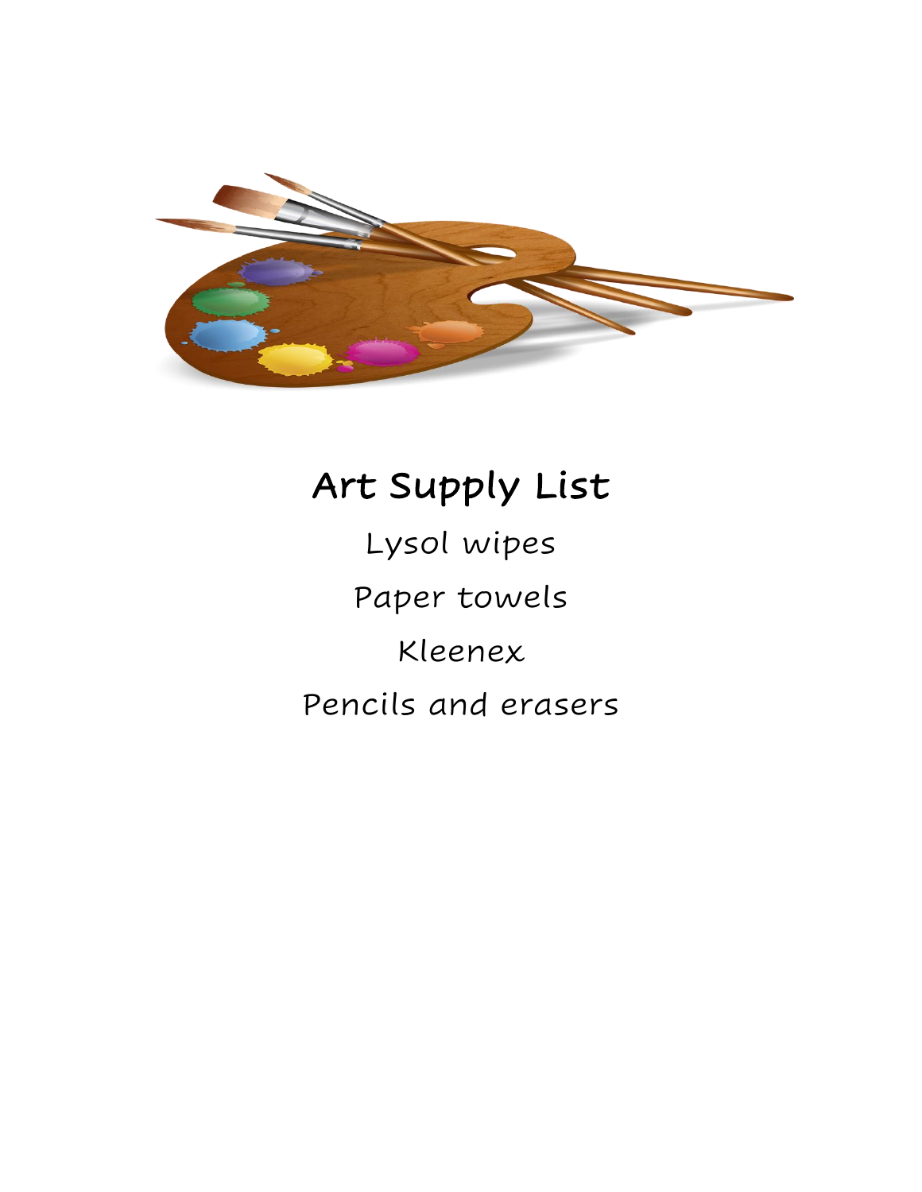# Art Supply List

Lysol wipes

Paper towels

Kleenex

Pencils and erasers